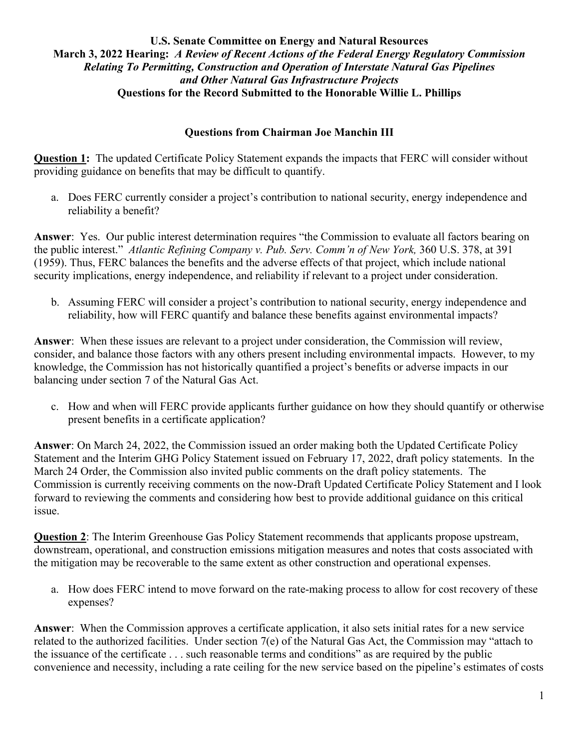**U.S. Senate Committee on Energy and Natural Resources**
**March 3, 2022 Hearing:** ***A Review of Recent Actions of the Federal Energy Regulatory Commission Relating To Permitting, Construction and Operation of Interstate Natural Gas Pipelines and Other Natural Gas Infrastructure Projects***
**Questions for the Record Submitted to the Honorable Willie L. Phillips**

## Questions from Chairman Joe Manchin III

**Question 1:** The updated Certificate Policy Statement expands the impacts that FERC will consider without providing guidance on benefits that may be difficult to quantify.

a. Does FERC currently consider a project's contribution to national security, energy independence and reliability a benefit?

**Answer**: Yes. Our public interest determination requires "the Commission to evaluate all factors bearing on the public interest." *Atlantic Refining Company v. Pub. Serv. Comm'n of New York,* 360 U.S. 378, at 391 (1959). Thus, FERC balances the benefits and the adverse effects of that project, which include national security implications, energy independence, and reliability if relevant to a project under consideration.

b. Assuming FERC will consider a project's contribution to national security, energy independence and reliability, how will FERC quantify and balance these benefits against environmental impacts?

**Answer**: When these issues are relevant to a project under consideration, the Commission will review, consider, and balance those factors with any others present including environmental impacts. However, to my knowledge, the Commission has not historically quantified a project's benefits or adverse impacts in our balancing under section 7 of the Natural Gas Act.

c. How and when will FERC provide applicants further guidance on how they should quantify or otherwise present benefits in a certificate application?

**Answer**: On March 24, 2022, the Commission issued an order making both the Updated Certificate Policy Statement and the Interim GHG Policy Statement issued on February 17, 2022, draft policy statements. In the March 24 Order, the Commission also invited public comments on the draft policy statements. The Commission is currently receiving comments on the now-Draft Updated Certificate Policy Statement and I look forward to reviewing the comments and considering how best to provide additional guidance on this critical issue.

**Question 2**: The Interim Greenhouse Gas Policy Statement recommends that applicants propose upstream, downstream, operational, and construction emissions mitigation measures and notes that costs associated with the mitigation may be recoverable to the same extent as other construction and operational expenses.

a. How does FERC intend to move forward on the rate-making process to allow for cost recovery of these expenses?

**Answer**: When the Commission approves a certificate application, it also sets initial rates for a new service related to the authorized facilities. Under section 7(e) of the Natural Gas Act, the Commission may "attach to the issuance of the certificate . . . such reasonable terms and conditions" as are required by the public convenience and necessity, including a rate ceiling for the new service based on the pipeline's estimates of costs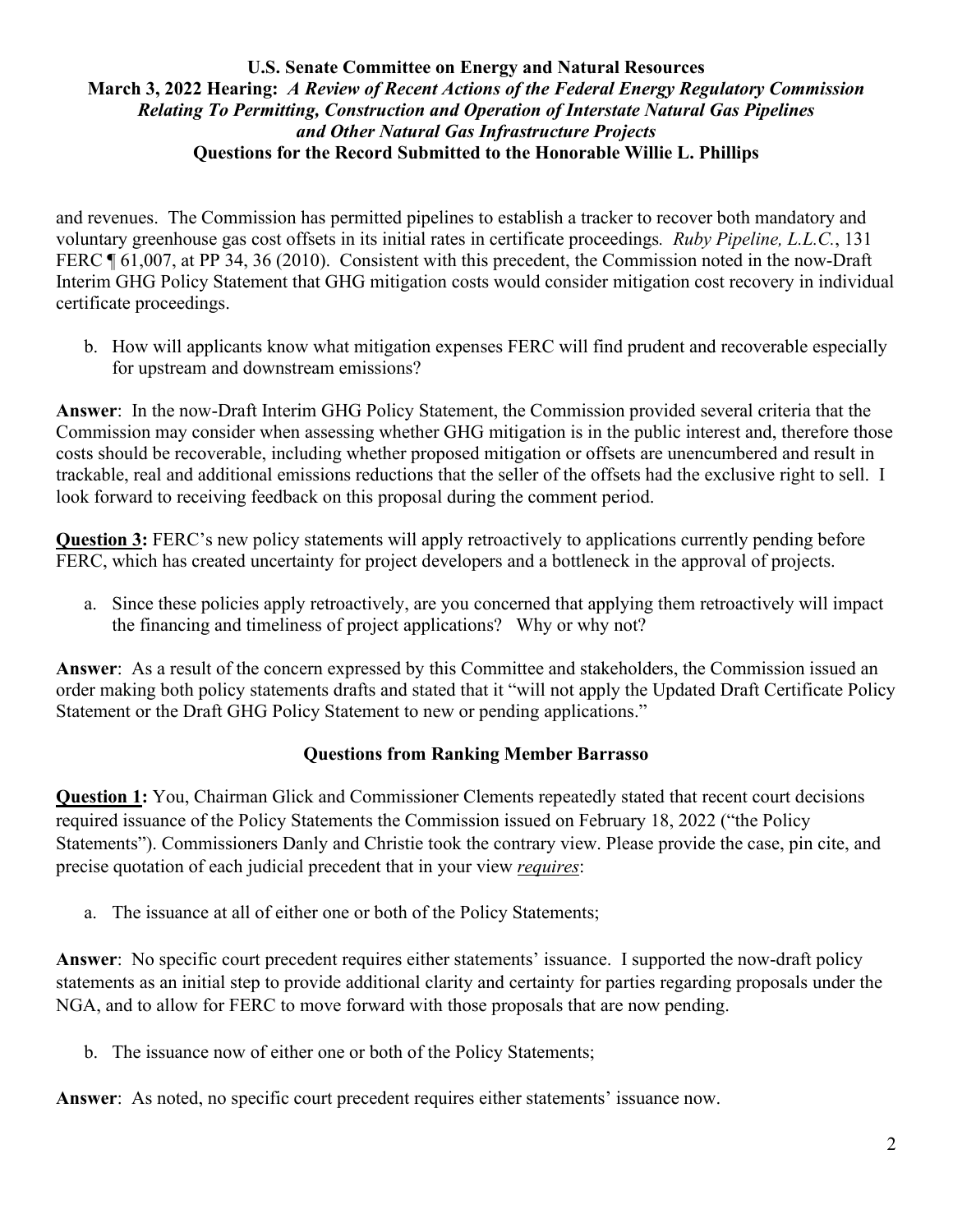and revenues. The Commission has permitted pipelines to establish a tracker to recover both mandatory and voluntary greenhouse gas cost offsets in its initial rates in certificate proceedings. *Ruby Pipeline, L.L.C.*, 131 FERC ¶ 61,007, at PP 34, 36 (2010). Consistent with this precedent, the Commission noted in the now-Draft Interim GHG Policy Statement that GHG mitigation costs would consider mitigation cost recovery in individual certificate proceedings.

b. How will applicants know what mitigation expenses FERC will find prudent and recoverable especially for upstream and downstream emissions?

**Answer**: In the now-Draft Interim GHG Policy Statement, the Commission provided several criteria that the Commission may consider when assessing whether GHG mitigation is in the public interest and, therefore those costs should be recoverable, including whether proposed mitigation or offsets are unencumbered and result in trackable, real and additional emissions reductions that the seller of the offsets had the exclusive right to sell. I look forward to receiving feedback on this proposal during the comment period.

**Question 3:** FERC's new policy statements will apply retroactively to applications currently pending before FERC, which has created uncertainty for project developers and a bottleneck in the approval of projects.

a. Since these policies apply retroactively, are you concerned that applying them retroactively will impact the financing and timeliness of project applications? Why or why not?

**Answer**: As a result of the concern expressed by this Committee and stakeholders, the Commission issued an order making both policy statements drafts and stated that it "will not apply the Updated Draft Certificate Policy Statement or the Draft GHG Policy Statement to new or pending applications."

### Questions from Ranking Member Barrasso

**Question 1:** You, Chairman Glick and Commissioner Clements repeatedly stated that recent court decisions required issuance of the Policy Statements the Commission issued on February 18, 2022 ("the Policy Statements"). Commissioners Danly and Christie took the contrary view. Please provide the case, pin cite, and precise quotation of each judicial precedent that in your view ***requires***:

a. The issuance at all of either one or both of the Policy Statements;

**Answer**: No specific court precedent requires either statements' issuance. I supported the now-draft policy statements as an initial step to provide additional clarity and certainty for parties regarding proposals under the NGA, and to allow for FERC to move forward with those proposals that are now pending.

b. The issuance now of either one or both of the Policy Statements;

**Answer**: As noted, no specific court precedent requires either statements' issuance now.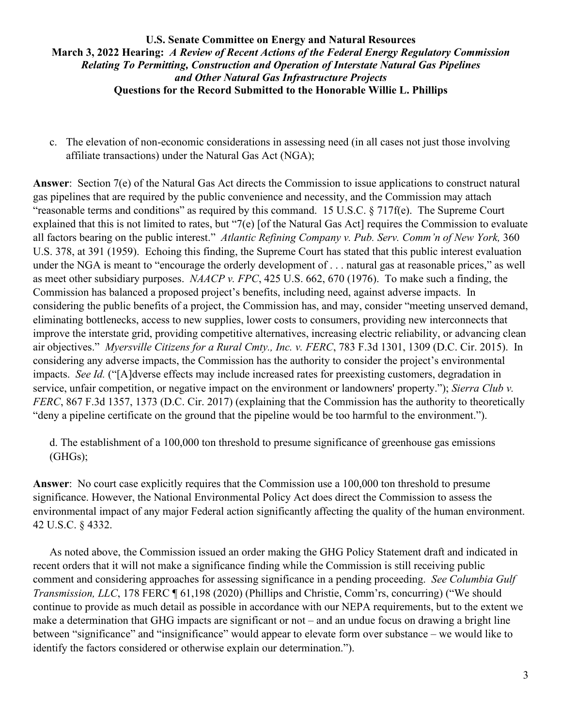**U.S. Senate Committee on Energy and Natural Resources**
**March 3, 2022 Hearing:** ***A Review of Recent Actions of the Federal Energy Regulatory Commission Relating To Permitting, Construction and Operation of Interstate Natural Gas Pipelines and Other Natural Gas Infrastructure Projects***
**Questions for the Record Submitted to the Honorable Willie L. Phillips**

c. The elevation of non-economic considerations in assessing need (in all cases not just those involving affiliate transactions) under the Natural Gas Act (NGA);

**Answer**: Section 7(e) of the Natural Gas Act directs the Commission to issue applications to construct natural gas pipelines that are required by the public convenience and necessity, and the Commission may attach "reasonable terms and conditions" as required by this command. 15 U.S.C. § 717f(e). The Supreme Court explained that this is not limited to rates, but "7(e) [of the Natural Gas Act] requires the Commission to evaluate all factors bearing on the public interest." *Atlantic Refining Company v. Pub. Serv. Comm'n of New York,* 360 U.S. 378, at 391 (1959). Echoing this finding, the Supreme Court has stated that this public interest evaluation under the NGA is meant to "encourage the orderly development of . . . natural gas at reasonable prices," as well as meet other subsidiary purposes. *NAACP v. FPC*, 425 U.S. 662, 670 (1976). To make such a finding, the Commission has balanced a proposed project's benefits, including need, against adverse impacts. In considering the public benefits of a project, the Commission has, and may, consider "meeting unserved demand, eliminating bottlenecks, access to new supplies, lower costs to consumers, providing new interconnects that improve the interstate grid, providing competitive alternatives, increasing electric reliability, or advancing clean air objectives." *Myersville Citizens for a Rural Cmty., Inc. v. FERC*, 783 F.3d 1301, 1309 (D.C. Cir. 2015). In considering any adverse impacts, the Commission has the authority to consider the project's environmental impacts. *See Id.* ("[A]dverse effects may include increased rates for preexisting customers, degradation in service, unfair competition, or negative impact on the environment or landowners' property."); *Sierra Club v. FERC*, 867 F.3d 1357, 1373 (D.C. Cir. 2017) (explaining that the Commission has the authority to theoretically "deny a pipeline certificate on the ground that the pipeline would be too harmful to the environment.").

d. The establishment of a 100,000 ton threshold to presume significance of greenhouse gas emissions (GHGs);

**Answer**: No court case explicitly requires that the Commission use a 100,000 ton threshold to presume significance. However, the National Environmental Policy Act does direct the Commission to assess the environmental impact of any major Federal action significantly affecting the quality of the human environment. 42 U.S.C. § 4332.

As noted above, the Commission issued an order making the GHG Policy Statement draft and indicated in recent orders that it will not make a significance finding while the Commission is still receiving public comment and considering approaches for assessing significance in a pending proceeding. *See Columbia Gulf Transmission, LLC*, 178 FERC ¶ 61,198 (2020) (Phillips and Christie, Comm'rs, concurring) ("We should continue to provide as much detail as possible in accordance with our NEPA requirements, but to the extent we make a determination that GHG impacts are significant or not – and an undue focus on drawing a bright line between "significance" and "insignificance" would appear to elevate form over substance – we would like to identify the factors considered or otherwise explain our determination.").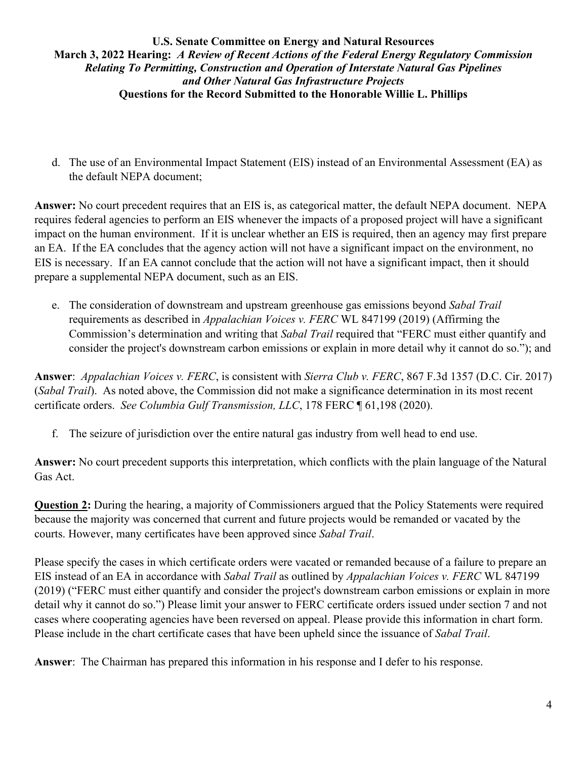d. The use of an Environmental Impact Statement (EIS) instead of an Environmental Assessment (EA) as the default NEPA document;

**Answer:** No court precedent requires that an EIS is, as categorical matter, the default NEPA document. NEPA requires federal agencies to perform an EIS whenever the impacts of a proposed project will have a significant impact on the human environment. If it is unclear whether an EIS is required, then an agency may first prepare an EA. If the EA concludes that the agency action will not have a significant impact on the environment, no EIS is necessary. If an EA cannot conclude that the action will not have a significant impact, then it should prepare a supplemental NEPA document, such as an EIS.

e. The consideration of downstream and upstream greenhouse gas emissions beyond *Sabal Trail* requirements as described in *Appalachian Voices v. FERC* WL 847199 (2019) (Affirming the Commission's determination and writing that *Sabal Trail* required that "FERC must either quantify and consider the project's downstream carbon emissions or explain in more detail why it cannot do so."); and

**Answer**: *Appalachian Voices v. FERC*, is consistent with *Sierra Club v. FERC*, 867 F.3d 1357 (D.C. Cir. 2017) (*Sabal Trail*). As noted above, the Commission did not make a significance determination in its most recent certificate orders. *See Columbia Gulf Transmission, LLC*, 178 FERC ¶ 61,198 (2020).

f. The seizure of jurisdiction over the entire natural gas industry from well head to end use.

**Answer:** No court precedent supports this interpretation, which conflicts with the plain language of the Natural Gas Act.

**<u>Question 2</u>:** During the hearing, a majority of Commissioners argued that the Policy Statements were required because the majority was concerned that current and future projects would be remanded or vacated by the courts. However, many certificates have been approved since *Sabal Trail*.

Please specify the cases in which certificate orders were vacated or remanded because of a failure to prepare an EIS instead of an EA in accordance with *Sabal Trail* as outlined by *Appalachian Voices v. FERC* WL 847199 (2019) ("FERC must either quantify and consider the project's downstream carbon emissions or explain in more detail why it cannot do so.") Please limit your answer to FERC certificate orders issued under section 7 and not cases where cooperating agencies have been reversed on appeal. Please provide this information in chart form. Please include in the chart certificate cases that have been upheld since the issuance of *Sabal Trail*.

**Answer**: The Chairman has prepared this information in his response and I defer to his response.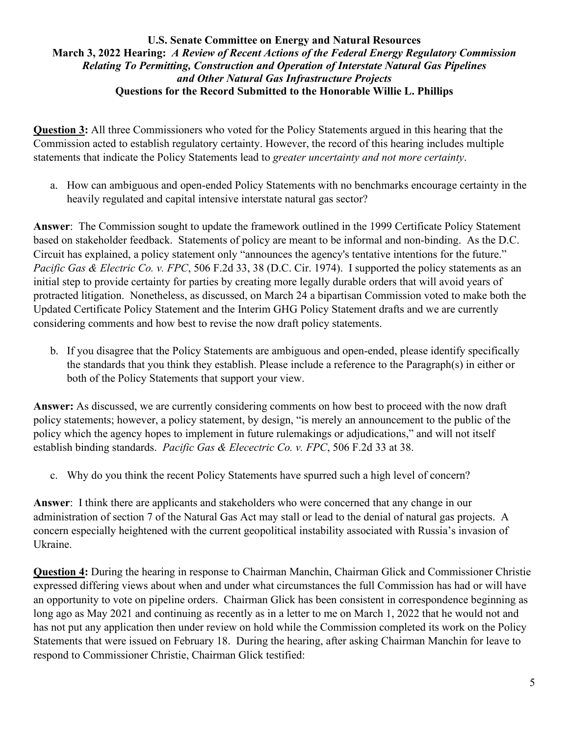**U.S. Senate Committee on Energy and Natural Resources**
**March 3, 2022 Hearing:** ***A Review of Recent Actions of the Federal Energy Regulatory Commission Relating To Permitting, Construction and Operation of Interstate Natural Gas Pipelines and Other Natural Gas Infrastructure Projects***
**Questions for the Record Submitted to the Honorable Willie L. Phillips**

**Question 3:** All three Commissioners who voted for the Policy Statements argued in this hearing that the Commission acted to establish regulatory certainty. However, the record of this hearing includes multiple statements that indicate the Policy Statements lead to *greater uncertainty and not more certainty*.

a. How can ambiguous and open-ended Policy Statements with no benchmarks encourage certainty in the heavily regulated and capital intensive interstate natural gas sector?

**Answer**: The Commission sought to update the framework outlined in the 1999 Certificate Policy Statement based on stakeholder feedback. Statements of policy are meant to be informal and non-binding. As the D.C. Circuit has explained, a policy statement only "announces the agency's tentative intentions for the future." *Pacific Gas & Electric Co. v. FPC*, 506 F.2d 33, 38 (D.C. Cir. 1974). I supported the policy statements as an initial step to provide certainty for parties by creating more legally durable orders that will avoid years of protracted litigation. Nonetheless, as discussed, on March 24 a bipartisan Commission voted to make both the Updated Certificate Policy Statement and the Interim GHG Policy Statement drafts and we are currently considering comments and how best to revise the now draft policy statements.

b. If you disagree that the Policy Statements are ambiguous and open-ended, please identify specifically the standards that you think they establish. Please include a reference to the Paragraph(s) in either or both of the Policy Statements that support your view.

**Answer:** As discussed, we are currently considering comments on how best to proceed with the now draft policy statements; however, a policy statement, by design, "is merely an announcement to the public of the policy which the agency hopes to implement in future rulemakings or adjudications," and will not itself establish binding standards. *Pacific Gas & Elecectric Co. v. FPC*, 506 F.2d 33 at 38.

c. Why do you think the recent Policy Statements have spurred such a high level of concern?

**Answer**: I think there are applicants and stakeholders who were concerned that any change in our administration of section 7 of the Natural Gas Act may stall or lead to the denial of natural gas projects. A concern especially heightened with the current geopolitical instability associated with Russia's invasion of Ukraine.

**Question 4:** During the hearing in response to Chairman Manchin, Chairman Glick and Commissioner Christie expressed differing views about when and under what circumstances the full Commission has had or will have an opportunity to vote on pipeline orders. Chairman Glick has been consistent in correspondence beginning as long ago as May 2021 and continuing as recently as in a letter to me on March 1, 2022 that he would not and has not put any application then under review on hold while the Commission completed its work on the Policy Statements that were issued on February 18. During the hearing, after asking Chairman Manchin for leave to respond to Commissioner Christie, Chairman Glick testified: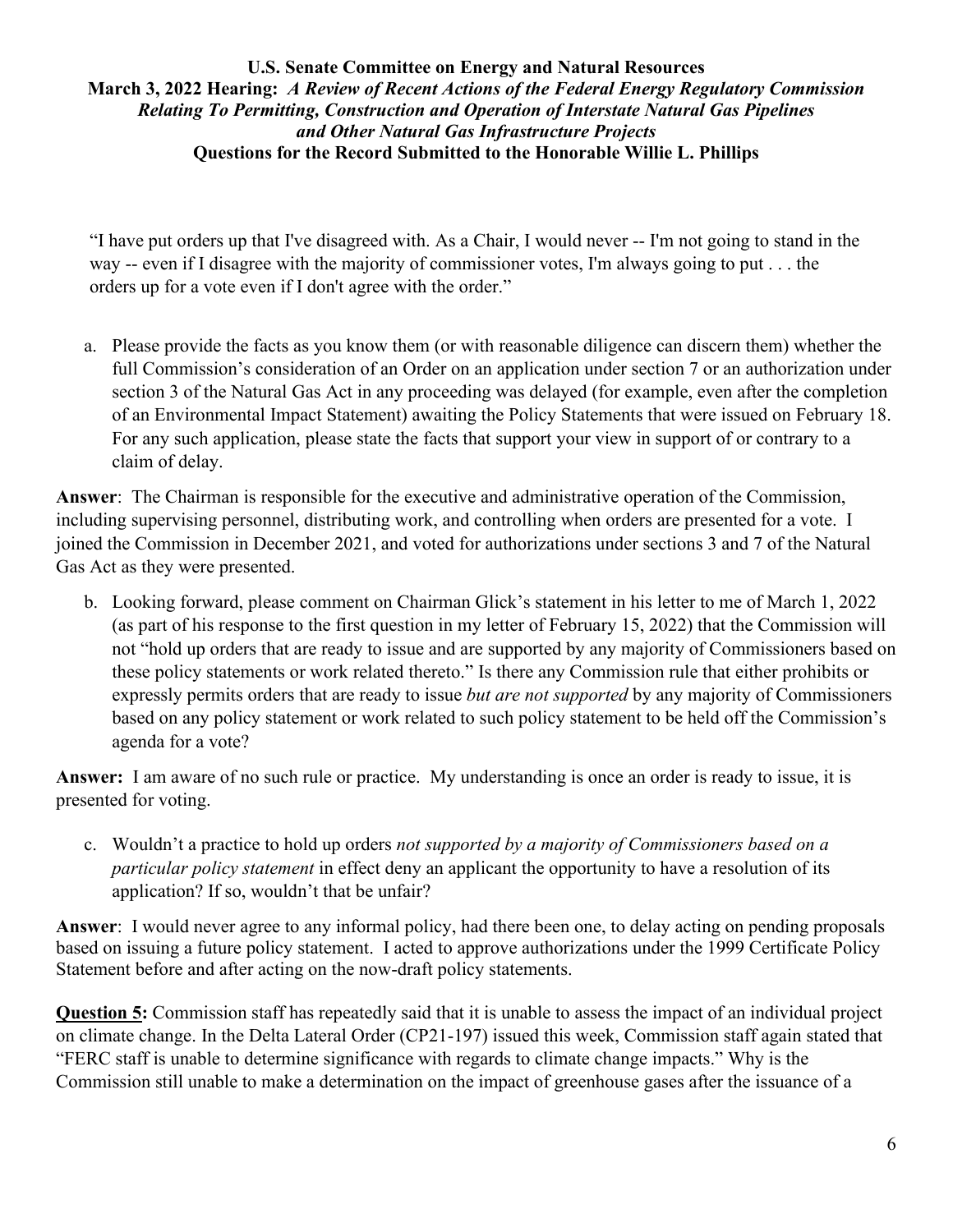**U.S. Senate Committee on Energy and Natural Resources**
**March 3, 2022 Hearing:** ***A Review of Recent Actions of the Federal Energy Regulatory Commission Relating To Permitting, Construction and Operation of Interstate Natural Gas Pipelines and Other Natural Gas Infrastructure Projects***
**Questions for the Record Submitted to the Honorable Willie L. Phillips**

"I have put orders up that I've disagreed with. As a Chair, I would never -- I'm not going to stand in the way -- even if I disagree with the majority of commissioner votes, I'm always going to put . . . the orders up for a vote even if I don't agree with the order."

a. Please provide the facts as you know them (or with reasonable diligence can discern them) whether the full Commission's consideration of an Order on an application under section 7 or an authorization under section 3 of the Natural Gas Act in any proceeding was delayed (for example, even after the completion of an Environmental Impact Statement) awaiting the Policy Statements that were issued on February 18. For any such application, please state the facts that support your view in support of or contrary to a claim of delay.

**Answer**: The Chairman is responsible for the executive and administrative operation of the Commission, including supervising personnel, distributing work, and controlling when orders are presented for a vote. I joined the Commission in December 2021, and voted for authorizations under sections 3 and 7 of the Natural Gas Act as they were presented.

b. Looking forward, please comment on Chairman Glick's statement in his letter to me of March 1, 2022 (as part of his response to the first question in my letter of February 15, 2022) that the Commission will not "hold up orders that are ready to issue and are supported by any majority of Commissioners based on these policy statements or work related thereto." Is there any Commission rule that either prohibits or expressly permits orders that are ready to issue *but are not supported* by any majority of Commissioners based on any policy statement or work related to such policy statement to be held off the Commission's agenda for a vote?

**Answer:** I am aware of no such rule or practice. My understanding is once an order is ready to issue, it is presented for voting.

c. Wouldn't a practice to hold up orders *not supported by a majority of Commissioners based on a particular policy statement* in effect deny an applicant the opportunity to have a resolution of its application? If so, wouldn't that be unfair?

**Answer**: I would never agree to any informal policy, had there been one, to delay acting on pending proposals based on issuing a future policy statement. I acted to approve authorizations under the 1999 Certificate Policy Statement before and after acting on the now-draft policy statements.

**Question 5:** Commission staff has repeatedly said that it is unable to assess the impact of an individual project on climate change. In the Delta Lateral Order (CP21-197) issued this week, Commission staff again stated that "FERC staff is unable to determine significance with regards to climate change impacts." Why is the Commission still unable to make a determination on the impact of greenhouse gases after the issuance of a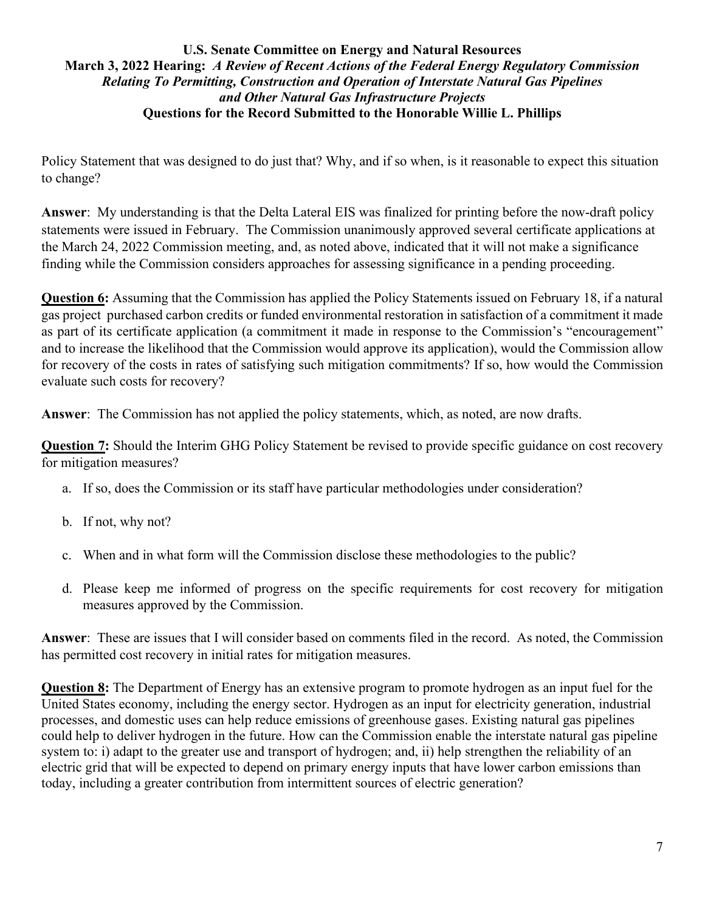Policy Statement that was designed to do just that? Why, and if so when, is it reasonable to expect this situation to change?

**Answer**: My understanding is that the Delta Lateral EIS was finalized for printing before the now-draft policy statements were issued in February. The Commission unanimously approved several certificate applications at the March 24, 2022 Commission meeting, and, as noted above, indicated that it will not make a significance finding while the Commission considers approaches for assessing significance in a pending proceeding.

**Question 6:** Assuming that the Commission has applied the Policy Statements issued on February 18, if a natural gas project purchased carbon credits or funded environmental restoration in satisfaction of a commitment it made as part of its certificate application (a commitment it made in response to the Commission's "encouragement" and to increase the likelihood that the Commission would approve its application), would the Commission allow for recovery of the costs in rates of satisfying such mitigation commitments? If so, how would the Commission evaluate such costs for recovery?

**Answer**: The Commission has not applied the policy statements, which, as noted, are now drafts.

**Question 7:** Should the Interim GHG Policy Statement be revised to provide specific guidance on cost recovery for mitigation measures?

a. If so, does the Commission or its staff have particular methodologies under consideration?

b. If not, why not?

c. When and in what form will the Commission disclose these methodologies to the public?

d. Please keep me informed of progress on the specific requirements for cost recovery for mitigation measures approved by the Commission.

**Answer**: These are issues that I will consider based on comments filed in the record. As noted, the Commission has permitted cost recovery in initial rates for mitigation measures.

**Question 8:** The Department of Energy has an extensive program to promote hydrogen as an input fuel for the United States economy, including the energy sector. Hydrogen as an input for electricity generation, industrial processes, and domestic uses can help reduce emissions of greenhouse gases. Existing natural gas pipelines could help to deliver hydrogen in the future. How can the Commission enable the interstate natural gas pipeline system to: i) adapt to the greater use and transport of hydrogen; and, ii) help strengthen the reliability of an electric grid that will be expected to depend on primary energy inputs that have lower carbon emissions than today, including a greater contribution from intermittent sources of electric generation?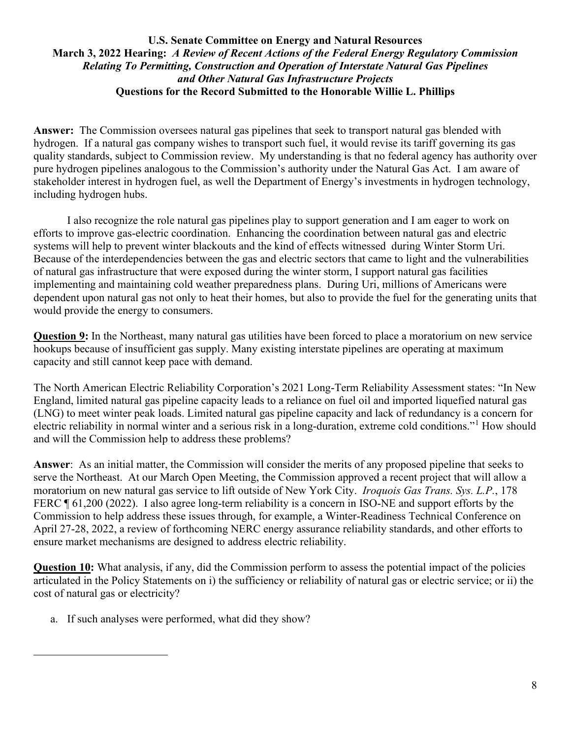**Answer:** The Commission oversees natural gas pipelines that seek to transport natural gas blended with hydrogen. If a natural gas company wishes to transport such fuel, it would revise its tariff governing its gas quality standards, subject to Commission review. My understanding is that no federal agency has authority over pure hydrogen pipelines analogous to the Commission's authority under the Natural Gas Act. I am aware of stakeholder interest in hydrogen fuel, as well the Department of Energy's investments in hydrogen technology, including hydrogen hubs.

I also recognize the role natural gas pipelines play to support generation and I am eager to work on efforts to improve gas-electric coordination. Enhancing the coordination between natural gas and electric systems will help to prevent winter blackouts and the kind of effects witnessed during Winter Storm Uri. Because of the interdependencies between the gas and electric sectors that came to light and the vulnerabilities of natural gas infrastructure that were exposed during the winter storm, I support natural gas facilities implementing and maintaining cold weather preparedness plans. During Uri, millions of Americans were dependent upon natural gas not only to heat their homes, but also to provide the fuel for the generating units that would provide the energy to consumers.

**Question 9:** In the Northeast, many natural gas utilities have been forced to place a moratorium on new service hookups because of insufficient gas supply. Many existing interstate pipelines are operating at maximum capacity and still cannot keep pace with demand.

The North American Electric Reliability Corporation's 2021 Long-Term Reliability Assessment states: "In New England, limited natural gas pipeline capacity leads to a reliance on fuel oil and imported liquefied natural gas (LNG) to meet winter peak loads. Limited natural gas pipeline capacity and lack of redundancy is a concern for electric reliability in normal winter and a serious risk in a long-duration, extreme cold conditions."[1] How should and will the Commission help to address these problems?

**Answer**: As an initial matter, the Commission will consider the merits of any proposed pipeline that seeks to serve the Northeast. At our March Open Meeting, the Commission approved a recent project that will allow a moratorium on new natural gas service to lift outside of New York City. *Iroquois Gas Trans. Sys. L.P.*, 178 FERC ¶ 61,200 (2022). I also agree long-term reliability is a concern in ISO-NE and support efforts by the Commission to help address these issues through, for example, a Winter-Readiness Technical Conference on April 27-28, 2022, a review of forthcoming NERC energy assurance reliability standards, and other efforts to ensure market mechanisms are designed to address electric reliability.

**Question 10:** What analysis, if any, did the Commission perform to assess the potential impact of the policies articulated in the Policy Statements on i) the sufficiency or reliability of natural gas or electric service; or ii) the cost of natural gas or electricity?

a. If such analyses were performed, what did they show?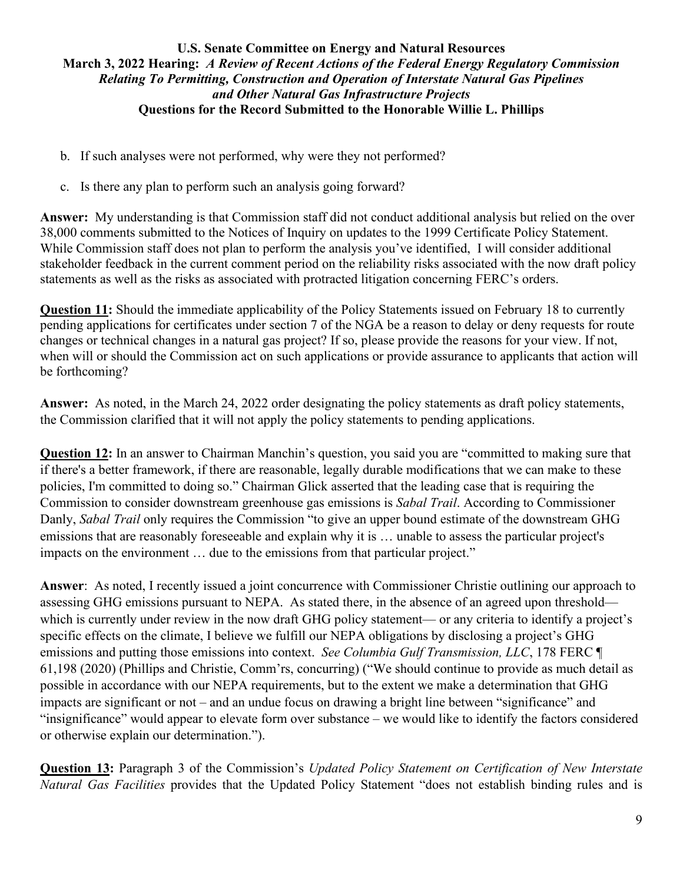b. If such analyses were not performed, why were they not performed?

c. Is there any plan to perform such an analysis going forward?

**Answer:** My understanding is that Commission staff did not conduct additional analysis but relied on the over 38,000 comments submitted to the Notices of Inquiry on updates to the 1999 Certificate Policy Statement. While Commission staff does not plan to perform the analysis you've identified, I will consider additional stakeholder feedback in the current comment period on the reliability risks associated with the now draft policy statements as well as the risks as associated with protracted litigation concerning FERC's orders.

**Question 11:** Should the immediate applicability of the Policy Statements issued on February 18 to currently pending applications for certificates under section 7 of the NGA be a reason to delay or deny requests for route changes or technical changes in a natural gas project? If so, please provide the reasons for your view. If not, when will or should the Commission act on such applications or provide assurance to applicants that action will be forthcoming?

**Answer:** As noted, in the March 24, 2022 order designating the policy statements as draft policy statements, the Commission clarified that it will not apply the policy statements to pending applications.

**Question 12:** In an answer to Chairman Manchin's question, you said you are "committed to making sure that if there's a better framework, if there are reasonable, legally durable modifications that we can make to these policies, I'm committed to doing so." Chairman Glick asserted that the leading case that is requiring the Commission to consider downstream greenhouse gas emissions is *Sabal Trail*. According to Commissioner Danly, *Sabal Trail* only requires the Commission "to give an upper bound estimate of the downstream GHG emissions that are reasonably foreseeable and explain why it is … unable to assess the particular project's impacts on the environment … due to the emissions from that particular project."

**Answer**: As noted, I recently issued a joint concurrence with Commissioner Christie outlining our approach to assessing GHG emissions pursuant to NEPA. As stated there, in the absence of an agreed upon threshold—which is currently under review in the now draft GHG policy statement— or any criteria to identify a project's specific effects on the climate, I believe we fulfill our NEPA obligations by disclosing a project's GHG emissions and putting those emissions into context. *See Columbia Gulf Transmission, LLC*, 178 FERC ¶ 61,198 (2020) (Phillips and Christie, Comm'rs, concurring) ("We should continue to provide as much detail as possible in accordance with our NEPA requirements, but to the extent we make a determination that GHG impacts are significant or not – and an undue focus on drawing a bright line between "significance" and "insignificance" would appear to elevate form over substance – we would like to identify the factors considered or otherwise explain our determination.").

**Question 13:** Paragraph 3 of the Commission's *Updated Policy Statement on Certification of New Interstate Natural Gas Facilities* provides that the Updated Policy Statement "does not establish binding rules and is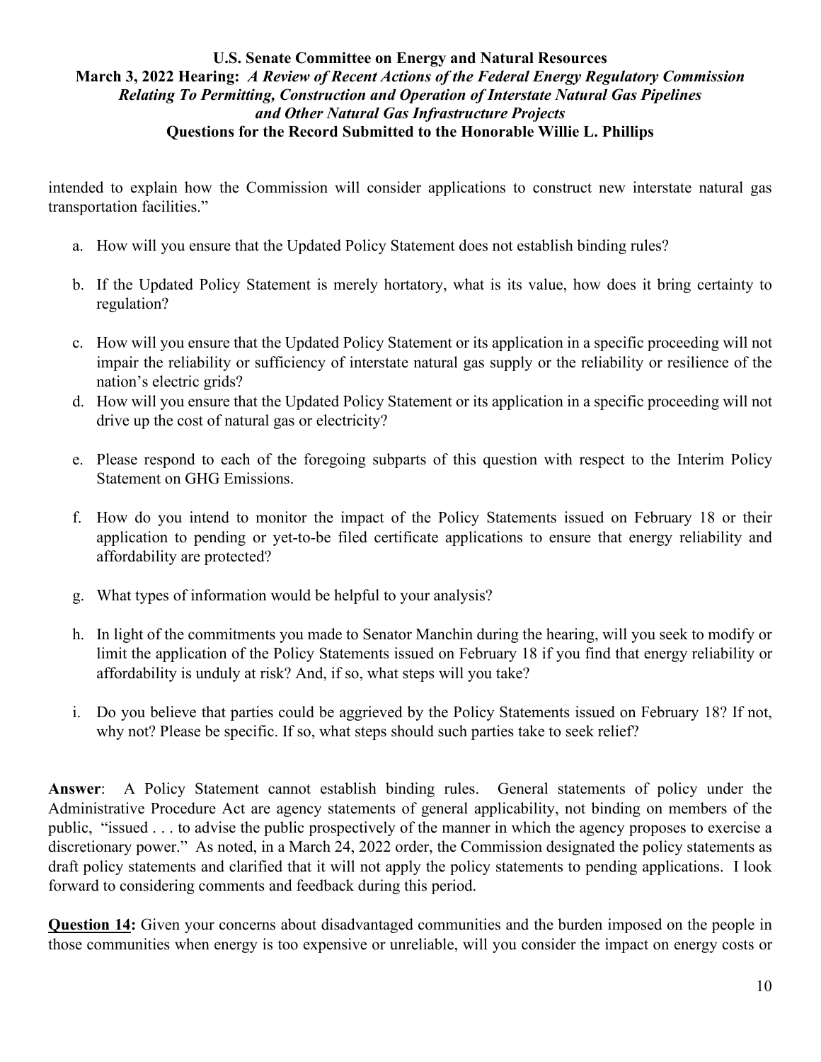intended to explain how the Commission will consider applications to construct new interstate natural gas transportation facilities."

a. How will you ensure that the Updated Policy Statement does not establish binding rules?

b. If the Updated Policy Statement is merely hortatory, what is its value, how does it bring certainty to regulation?

c. How will you ensure that the Updated Policy Statement or its application in a specific proceeding will not impair the reliability or sufficiency of interstate natural gas supply or the reliability or resilience of the nation's electric grids?

d. How will you ensure that the Updated Policy Statement or its application in a specific proceeding will not drive up the cost of natural gas or electricity?

e. Please respond to each of the foregoing subparts of this question with respect to the Interim Policy Statement on GHG Emissions.

f. How do you intend to monitor the impact of the Policy Statements issued on February 18 or their application to pending or yet-to-be filed certificate applications to ensure that energy reliability and affordability are protected?

g. What types of information would be helpful to your analysis?

h. In light of the commitments you made to Senator Manchin during the hearing, will you seek to modify or limit the application of the Policy Statements issued on February 18 if you find that energy reliability or affordability is unduly at risk? And, if so, what steps will you take?

i. Do you believe that parties could be aggrieved by the Policy Statements issued on February 18? If not, why not? Please be specific. If so, what steps should such parties take to seek relief?

**Answer**: A Policy Statement cannot establish binding rules. General statements of policy under the Administrative Procedure Act are agency statements of general applicability, not binding on members of the public, "issued . . . to advise the public prospectively of the manner in which the agency proposes to exercise a discretionary power." As noted, in a March 24, 2022 order, the Commission designated the policy statements as draft policy statements and clarified that it will not apply the policy statements to pending applications. I look forward to considering comments and feedback during this period.

**Question 14:** Given your concerns about disadvantaged communities and the burden imposed on the people in those communities when energy is too expensive or unreliable, will you consider the impact on energy costs or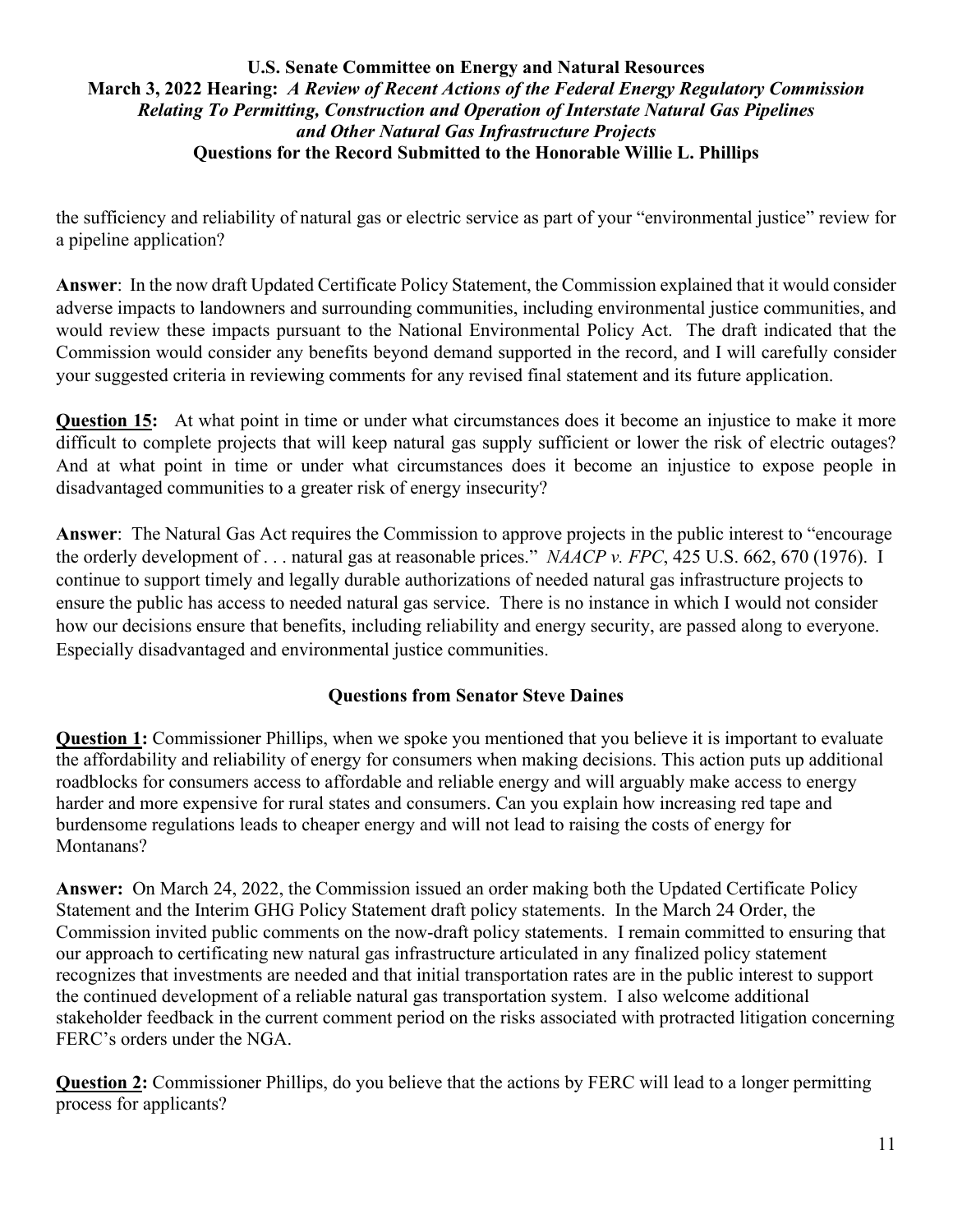the sufficiency and reliability of natural gas or electric service as part of your "environmental justice" review for a pipeline application?

**Answer**: In the now draft Updated Certificate Policy Statement, the Commission explained that it would consider adverse impacts to landowners and surrounding communities, including environmental justice communities, and would review these impacts pursuant to the National Environmental Policy Act. The draft indicated that the Commission would consider any benefits beyond demand supported in the record, and I will carefully consider your suggested criteria in reviewing comments for any revised final statement and its future application.

**Question 15:** At what point in time or under what circumstances does it become an injustice to make it more difficult to complete projects that will keep natural gas supply sufficient or lower the risk of electric outages? And at what point in time or under what circumstances does it become an injustice to expose people in disadvantaged communities to a greater risk of energy insecurity?

**Answer**: The Natural Gas Act requires the Commission to approve projects in the public interest to "encourage the orderly development of . . . natural gas at reasonable prices." *NAACP v. FPC*, 425 U.S. 662, 670 (1976). I continue to support timely and legally durable authorizations of needed natural gas infrastructure projects to ensure the public has access to needed natural gas service. There is no instance in which I would not consider how our decisions ensure that benefits, including reliability and energy security, are passed along to everyone. Especially disadvantaged and environmental justice communities.

## Questions from Senator Steve Daines

**Question 1:** Commissioner Phillips, when we spoke you mentioned that you believe it is important to evaluate the affordability and reliability of energy for consumers when making decisions. This action puts up additional roadblocks for consumers access to affordable and reliable energy and will arguably make access to energy harder and more expensive for rural states and consumers. Can you explain how increasing red tape and burdensome regulations leads to cheaper energy and will not lead to raising the costs of energy for Montanans?

**Answer:** On March 24, 2022, the Commission issued an order making both the Updated Certificate Policy Statement and the Interim GHG Policy Statement draft policy statements. In the March 24 Order, the Commission invited public comments on the now-draft policy statements. I remain committed to ensuring that our approach to certificating new natural gas infrastructure articulated in any finalized policy statement recognizes that investments are needed and that initial transportation rates are in the public interest to support the continued development of a reliable natural gas transportation system. I also welcome additional stakeholder feedback in the current comment period on the risks associated with protracted litigation concerning FERC's orders under the NGA.

**Question 2:** Commissioner Phillips, do you believe that the actions by FERC will lead to a longer permitting process for applicants?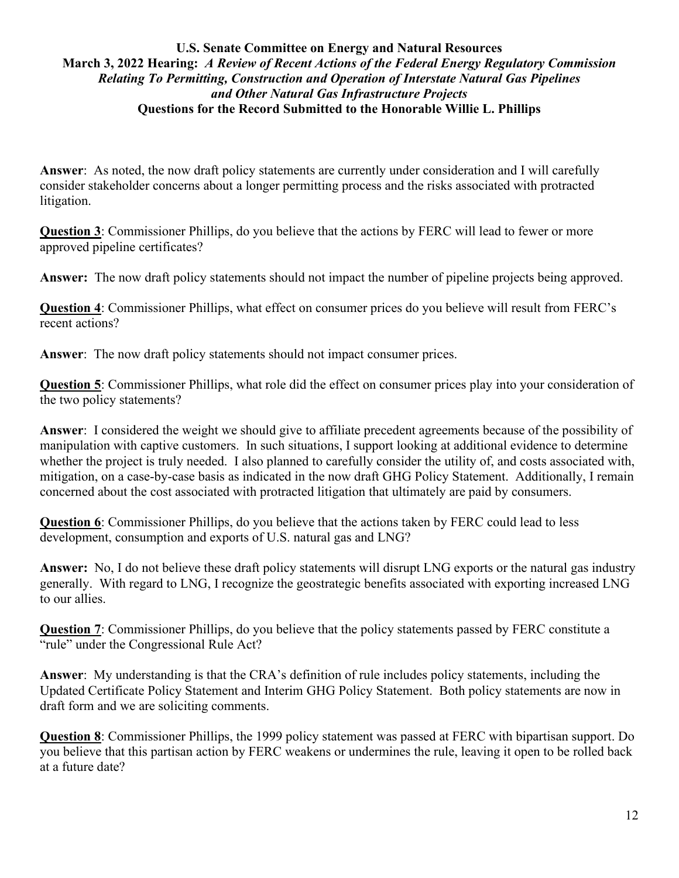**Answer**: As noted, the now draft policy statements are currently under consideration and I will carefully consider stakeholder concerns about a longer permitting process and the risks associated with protracted litigation.

**Question 3**: Commissioner Phillips, do you believe that the actions by FERC will lead to fewer or more approved pipeline certificates?

**Answer:** The now draft policy statements should not impact the number of pipeline projects being approved.

**Question 4**: Commissioner Phillips, what effect on consumer prices do you believe will result from FERC's recent actions?

**Answer**: The now draft policy statements should not impact consumer prices.

**Question 5**: Commissioner Phillips, what role did the effect on consumer prices play into your consideration of the two policy statements?

**Answer**: I considered the weight we should give to affiliate precedent agreements because of the possibility of manipulation with captive customers. In such situations, I support looking at additional evidence to determine whether the project is truly needed. I also planned to carefully consider the utility of, and costs associated with, mitigation, on a case-by-case basis as indicated in the now draft GHG Policy Statement. Additionally, I remain concerned about the cost associated with protracted litigation that ultimately are paid by consumers.

**Question 6**: Commissioner Phillips, do you believe that the actions taken by FERC could lead to less development, consumption and exports of U.S. natural gas and LNG?

**Answer:** No, I do not believe these draft policy statements will disrupt LNG exports or the natural gas industry generally. With regard to LNG, I recognize the geostrategic benefits associated with exporting increased LNG to our allies.

**Question 7**: Commissioner Phillips, do you believe that the policy statements passed by FERC constitute a "rule" under the Congressional Rule Act?

**Answer**: My understanding is that the CRA's definition of rule includes policy statements, including the Updated Certificate Policy Statement and Interim GHG Policy Statement. Both policy statements are now in draft form and we are soliciting comments.

**Question 8**: Commissioner Phillips, the 1999 policy statement was passed at FERC with bipartisan support. Do you believe that this partisan action by FERC weakens or undermines the rule, leaving it open to be rolled back at a future date?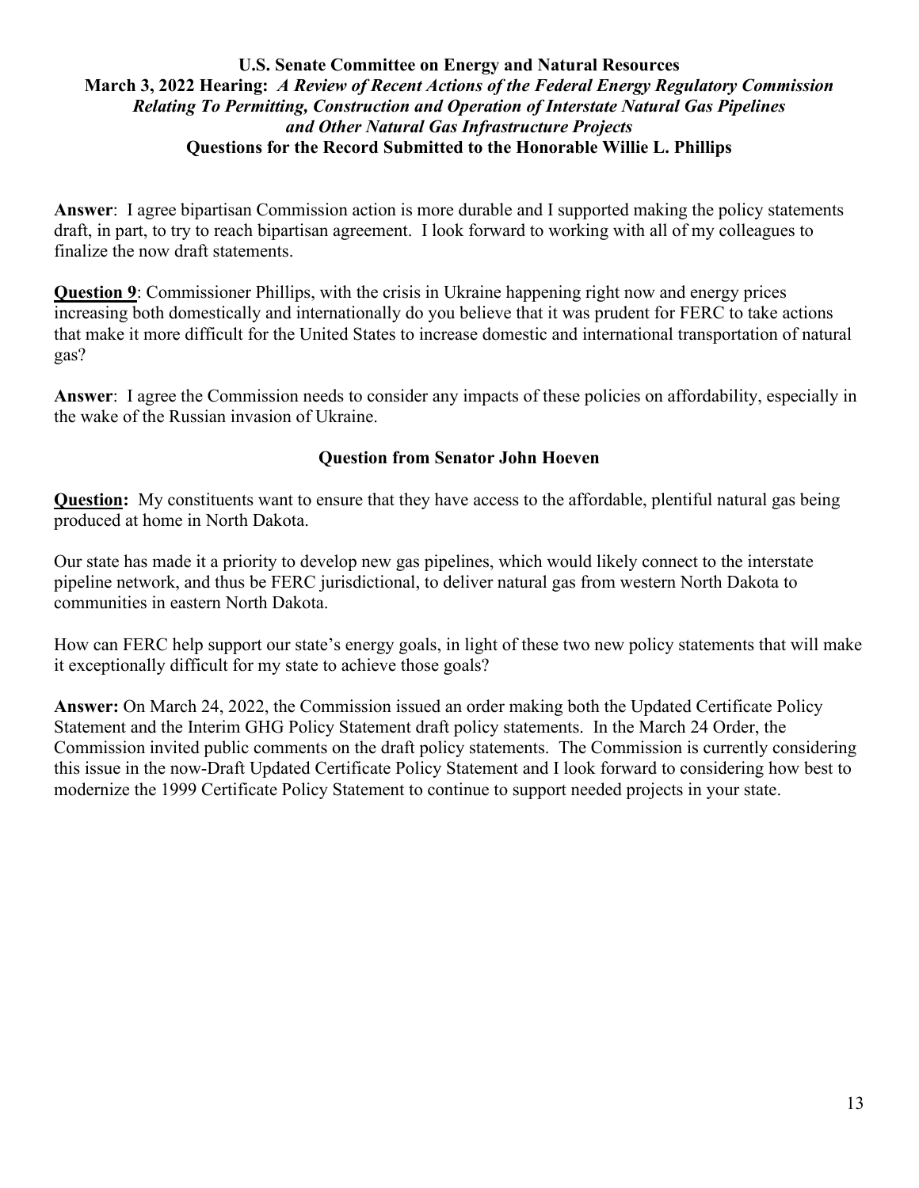**Answer**: I agree bipartisan Commission action is more durable and I supported making the policy statements draft, in part, to try to reach bipartisan agreement. I look forward to working with all of my colleagues to finalize the now draft statements.

**Question 9**: Commissioner Phillips, with the crisis in Ukraine happening right now and energy prices increasing both domestically and internationally do you believe that it was prudent for FERC to take actions that make it more difficult for the United States to increase domestic and international transportation of natural gas?

**Answer**: I agree the Commission needs to consider any impacts of these policies on affordability, especially in the wake of the Russian invasion of Ukraine.

## Question from Senator John Hoeven

**Question:** My constituents want to ensure that they have access to the affordable, plentiful natural gas being produced at home in North Dakota.

Our state has made it a priority to develop new gas pipelines, which would likely connect to the interstate pipeline network, and thus be FERC jurisdictional, to deliver natural gas from western North Dakota to communities in eastern North Dakota.

How can FERC help support our state's energy goals, in light of these two new policy statements that will make it exceptionally difficult for my state to achieve those goals?

**Answer:** On March 24, 2022, the Commission issued an order making both the Updated Certificate Policy Statement and the Interim GHG Policy Statement draft policy statements. In the March 24 Order, the Commission invited public comments on the draft policy statements. The Commission is currently considering this issue in the now-Draft Updated Certificate Policy Statement and I look forward to considering how best to modernize the 1999 Certificate Policy Statement to continue to support needed projects in your state.